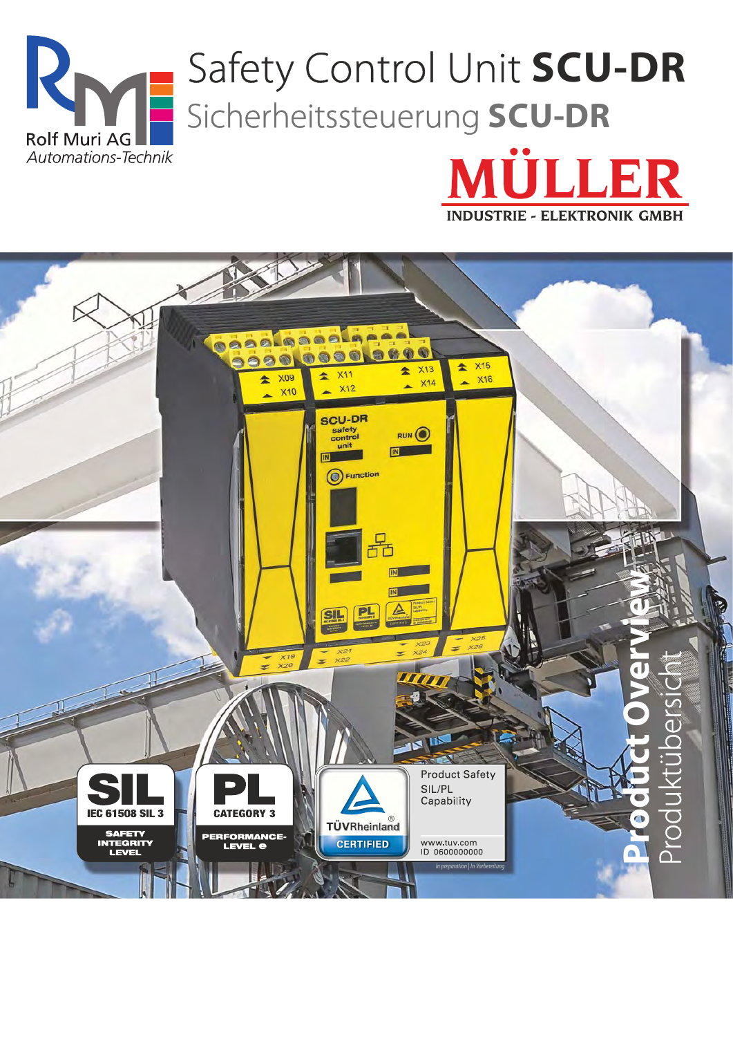Rolf Muri AG
*Automations-Technik*

# Safety Control Unit **SCU-DR**

## Sicherheitssteuerung **SCU-DR**

**MÜLLER**
**INDUSTRIE - ELEKTRONIK GMBH**

SIL
IEC 61508 SIL 3
SAFETY INTEGRITY LEVEL

PL
CATEGORY 3
PERFORMANCE-LEVEL e

TÜVRheinland
CERTIFIED

Product Safety
SIL/PL
Capability

www.tuv.com
ID 0600000000

*In preparation | In Vorbereitung*

**Product Overview**
Produktübersicht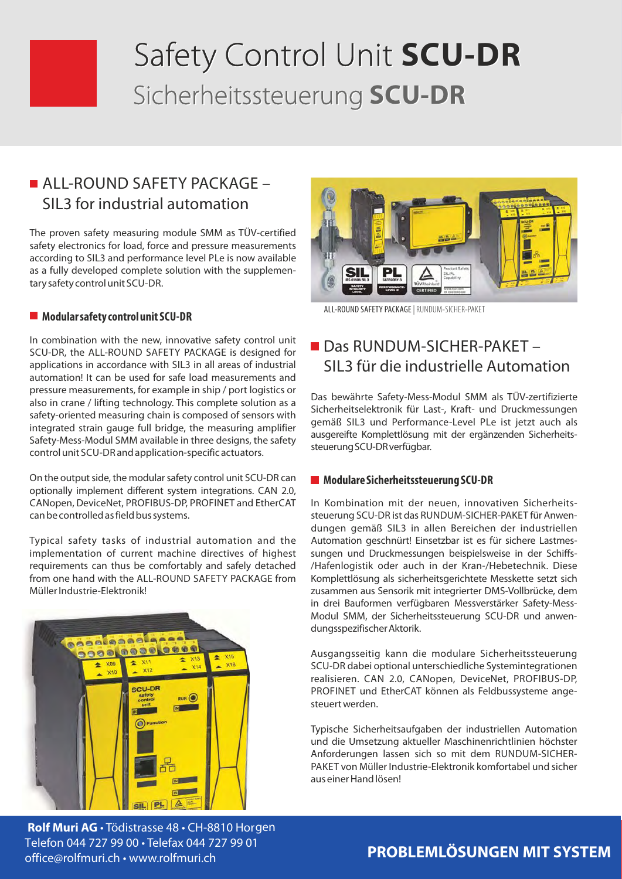# Safety Control Unit **SCU-DR**

# Sicherheitssteuerung **SCU-DR**

## ALL-ROUND SAFETY PACKAGE – SIL3 for industrial automation

The proven safety measuring module SMM as TÜV-certified safety electronics for load, force and pressure measurements according to SIL3 and performance level PLe is now available as a fully developed complete solution with the supplementary safety control unit SCU-DR.

### Modular safety control unit SCU-DR

In combination with the new, innovative safety control unit SCU-DR, the ALL-ROUND SAFETY PACKAGE is designed for applications in accordance with SIL3 in all areas of industrial automation! It can be used for safe load measurements and pressure measurements, for example in ship / port logistics or also in crane / lifting technology. This complete solution as a safety-oriented measuring chain is composed of sensors with integrated strain gauge full bridge, the measuring amplifier Safety-Mess-Modul SMM available in three designs, the safety control unit SCU-DR and application-specific actuators.

On the output side, the modular safety control unit SCU-DR can optionally implement different system integrations. CAN 2.0, CANopen, DeviceNet, PROFIBUS-DP, PROFINET and EtherCAT can be controlled as field bus systems.

Typical safety tasks of industrial automation and the implementation of current machine directives of highest requirements can thus be comfortably and safely detached from one hand with the ALL-ROUND SAFETY PACKAGE from Müller Industrie-Elektronik!

ALL-ROUND SAFETY PACKAGE | RUNDUM-SICHER-PAKET

## Das RUNDUM-SICHER-PAKET – SIL3 für die industrielle Automation

Das bewährte Safety-Mess-Modul SMM als TÜV-zertifizierte Sicherheitselektronik für Last-, Kraft- und Druckmessungen gemäß SIL3 und Performance-Level PLe ist jetzt auch als ausgereifte Komplettlösung mit der ergänzenden Sicherheitssteuerung SCU-DR verfügbar.

### Modulare Sicherheitssteuerung SCU-DR

In Kombination mit der neuen, innovativen Sicherheitssteuerung SCU-DR ist das RUNDUM-SICHER-PAKET für Anwendungen gemäß SIL3 in allen Bereichen der industriellen Automation geschnürt! Einsetzbar ist es für sichere Lastmessungen und Druckmessungen beispielsweise in der Schiffs-/Hafenlogistik oder auch in der Kran-/Hebetechnik. Diese Komplettlösung als sicherheitsgerichtete Messkette setzt sich zusammen aus Sensorik mit integrierter DMS-Vollbrücke, dem in drei Bauformen verfügbaren Messverstärker Safety-Mess-Modul SMM, der Sicherheitssteuerung SCU-DR und anwendungsspezifischer Aktorik.

Ausgangsseitig kann die modulare Sicherheitssteuerung SCU-DR dabei optional unterschiedliche Systemintegrationen realisieren. CAN 2.0, CANopen, DeviceNet, PROFIBUS-DP, PROFINET und EtherCAT können als Feldbussysteme angesteuert werden.

Typische Sicherheitsaufgaben der industriellen Automation und die Umsetzung aktueller Maschinenrichtlinien höchster Anforderungen lassen sich so mit dem RUNDUM-SICHER-PAKET von Müller Industrie-Elektronik komfortabel und sicher aus einer Hand lösen!

**Rolf Muri AG** • Tödistrasse 48 • CH-8810 Horgen
Telefon 044 727 99 00 • Telefax 044 727 99 01
office@rolfmuri.ch • www.rolfmuri.ch

**PROBLEMLÖSUNGEN MIT SYSTEM**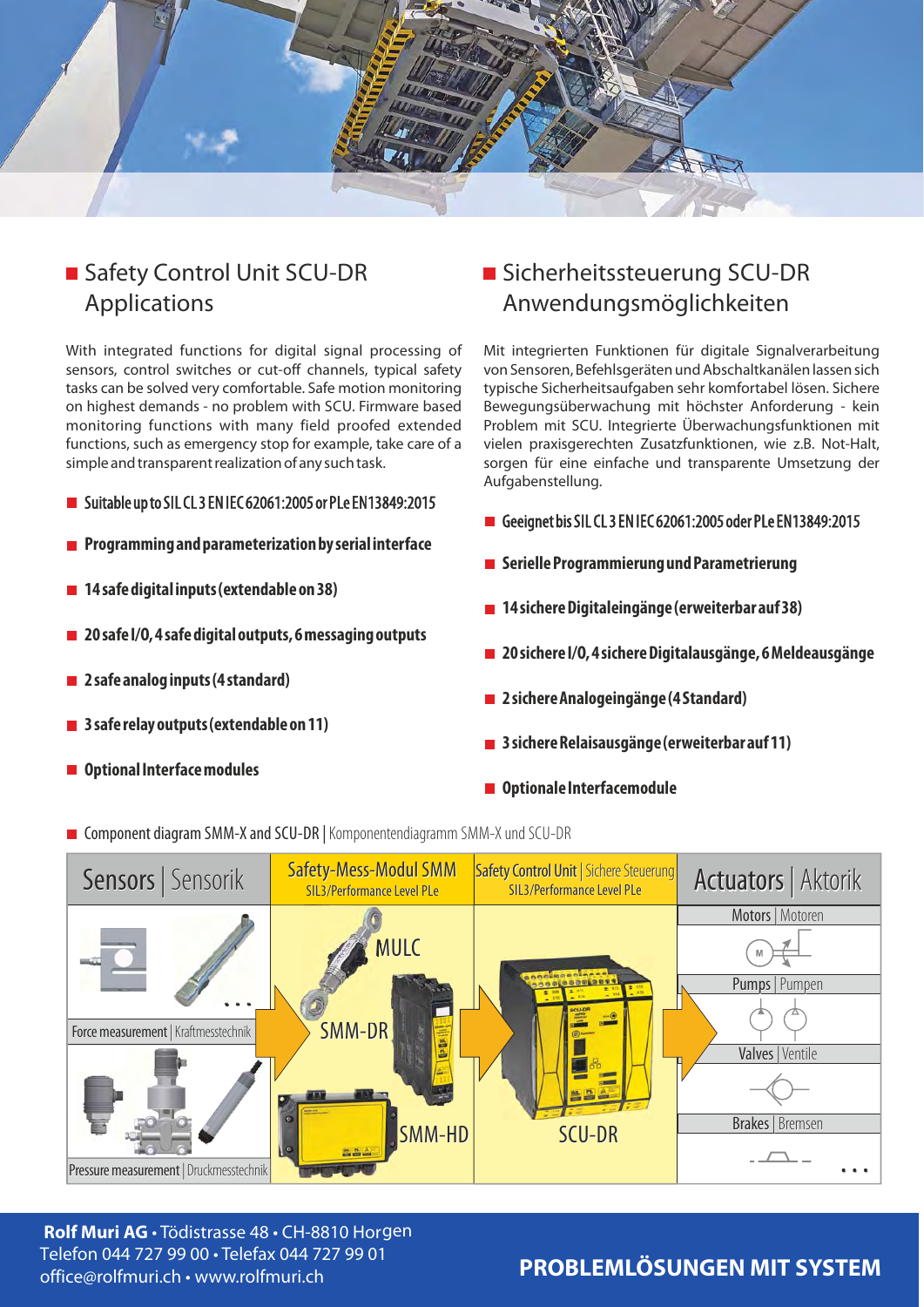## Safety Control Unit SCU-DR Applications

With integrated functions for digital signal processing of sensors, control switches or cut-off channels, typical safety tasks can be solved very comfortable. Safe motion monitoring on highest demands - no problem with SCU. Firmware based monitoring functions with many field proofed extended functions, such as emergency stop for example, take care of a simple and transparent realization of any such task.

- **Suitable up to SIL CL 3 EN IEC 62061:2005 or PLe EN13849:2015**
- **Programming and parameterization by serial interface**
- **14 safe digital inputs (extendable on 38)**
- **20 safe I/0, 4 safe digital outputs, 6 messaging outputs**
- **2 safe analog inputs (4 standard)**
- **3 safe relay outputs (extendable on 11)**
- **Optional Interface modules**

## Sicherheitssteuerung SCU-DR Anwendungsmöglichkeiten

Mit integrierten Funktionen für digitale Signalverarbeitung von Sensoren, Befehlsgeräten und Abschaltkanälen lassen sich typische Sicherheitsaufgaben sehr komfortabel lösen. Sichere Bewegungsüberwachung mit höchster Anforderung - kein Problem mit SCU. Integrierte Überwachungsfunktionen mit vielen praxisgerechten Zusatzfunktionen, wie z.B. Not-Halt, sorgen für eine einfache und transparente Umsetzung der Aufgabenstellung.

- **Geeignet bis SIL CL 3 EN IEC 62061:2005 oder PLe EN13849:2015**
- **Serielle Programmierung und Parametrierung**
- **14 sichere Digitaleingänge (erweiterbar auf 38)**
- **20 sichere I/0, 4 sichere Digitalausgänge, 6 Meldeausgänge**
- **2 sichere Analogeingänge (4 Standard)**
- **3 sichere Relaisausgänge (erweiterbar auf 11)**
- **Optionale Interfacemodule**

**Component diagram SMM-X and SCU-DR** | Komponentendiagramm SMM-X und SCU-DR

| Sensors \| Sensorik | Safety-Mess-Modul SMM SIL3/Performance Level PLe | Safety Control Unit \| Sichere Steuerung SIL3/Performance Level PLe | Actuators \| Aktorik |
|---|---|---|---|
| Force measurement \| Kraftmesstechnik | MULC, SMM-DR | SCU-DR | Motors \| Motoren; Pumps \| Pumpen |
| Pressure measurement \| Druckmesstechnik | SMM-HD | | Valves \| Ventile; Brakes \| Bremsen |

**Rolf Muri AG** • Tödistrasse 48 • CH-8810 Horgen
Telefon 044 727 99 00 • Telefax 044 727 99 01
office@rolfmuri.ch • www.rolfmuri.ch

**PROBLEMLÖSUNGEN MIT SYSTEM**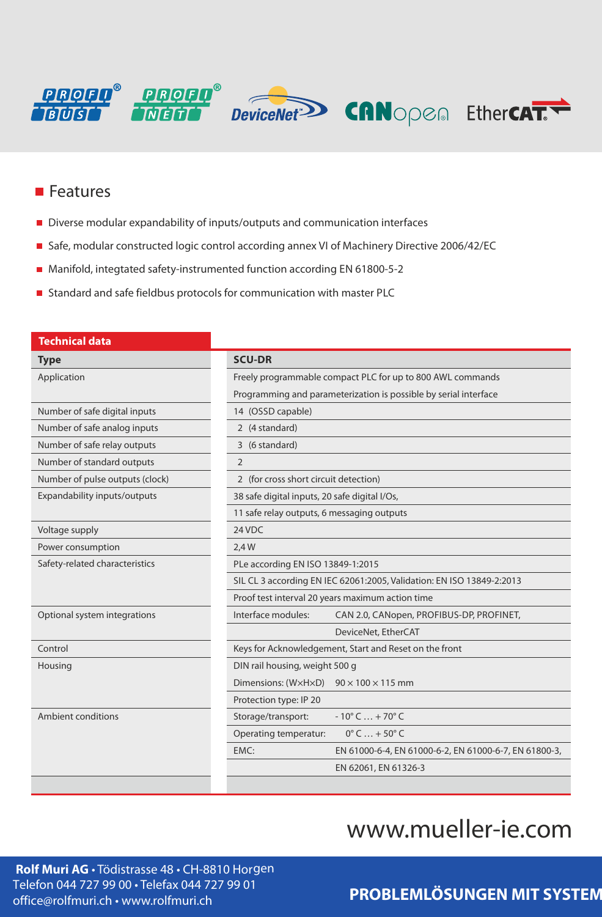## Features

- Diverse modular expandability of inputs/outputs and communication interfaces
- Safe, modular constructed logic control according annex VI of Machinery Directive 2006/42/EC
- Manifold, integtated safety-instrumented function according EN 61800-5-2
- Standard and safe fieldbus protocols for communication with master PLC

| Technical data | |
|---|---|
| **Type** | **SCU-DR** |
| Application | Freely programmable compact PLC for up to 800 AWL commands |
| | Programming and parameterization is possible by serial interface |
| Number of safe digital inputs | 14 (OSSD capable) |
| Number of safe analog inputs | 2 (4 standard) |
| Number of safe relay outputs | 3 (6 standard) |
| Number of standard outputs | 2 |
| Number of pulse outputs (clock) | 2 (for cross short circuit detection) |
| Expandability inputs/outputs | 38 safe digital inputs, 20 safe digital I/Os, |
| | 11 safe relay outputs, 6 messaging outputs |
| Voltage supply | 24 VDC |
| Power consumption | 2,4 W |
| Safety-related characteristics | PLe according EN ISO 13849-1:2015 |
| | SIL CL 3 according EN IEC 62061:2005, Validation: EN ISO 13849-2:2013 |
| | Proof test interval 20 years maximum action time |
| Optional system integrations | Interface modules: CAN 2.0, CANopen, PROFIBUS-DP, PROFINET, |
| | DeviceNet, EtherCAT |
| Control | Keys for Acknowledgement, Start and Reset on the front |
| Housing | DIN rail housing, weight 500 g |
| | Dimensions: (W×H×D) 90 × 100 × 115 mm |
| | Protection type: IP 20 |
| Ambient conditions | Storage/transport: - 10° C … + 70° C |
| | Operating temperatur: 0° C … + 50° C |
| | EMC: EN 61000-6-4, EN 61000-6-2, EN 61000-6-7, EN 61800-3, |
| | EN 62061, EN 61326-3 |

www.mueller-ie.com

**Rolf Muri AG** • Tödistrasse 48 • CH-8810 Horgen
Telefon 044 727 99 00 • Telefax 044 727 99 01
office@rolfmuri.ch • www.rolfmuri.ch

**PROBLEMLÖSUNGEN MIT SYSTEM**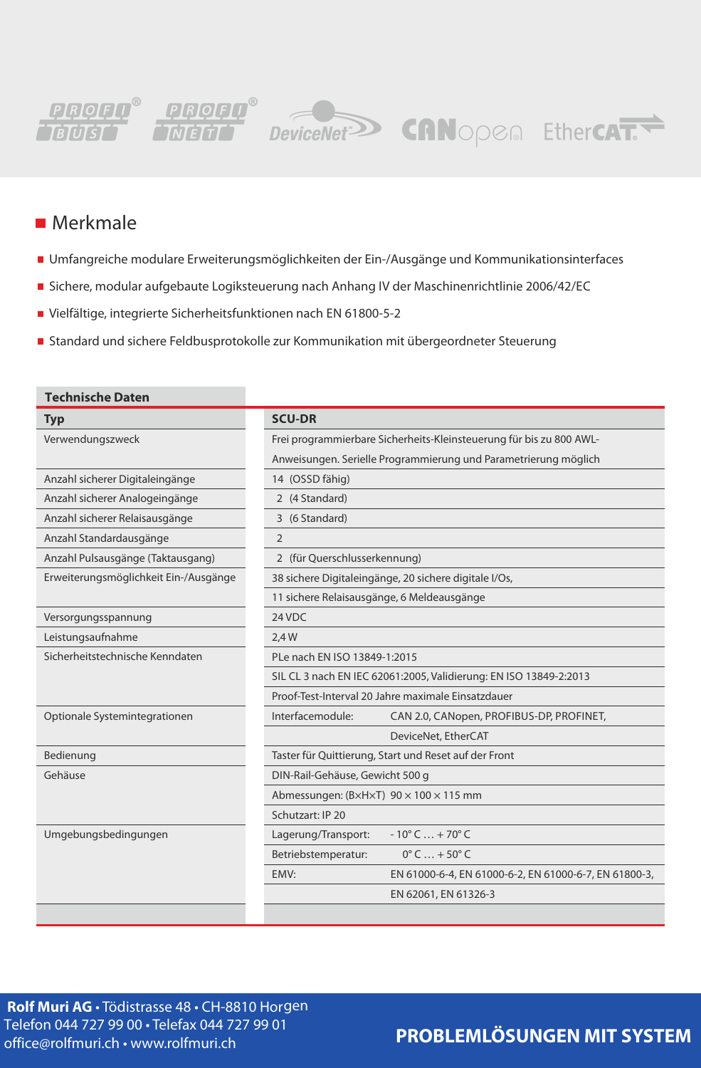## Merkmale

- Umfangreiche modulare Erweiterungsmöglichkeiten der Ein-/Ausgänge und Kommunikationsinterfaces
- Sichere, modular aufgebaute Logiksteuerung nach Anhang IV der Maschinenrichtlinie 2006/42/EC
- Vielfältige, integrierte Sicherheitsfunktionen nach EN 61800-5-2
- Standard und sichere Feldbusprotokolle zur Kommunikation mit übergeordneter Steuerung

| Technische Daten | | |
|---|---|---|
| **Typ** | **SCU-DR** | |
| Verwendungszweck | Frei programmierbare Sicherheits-Kleinsteuerung für bis zu 800 AWL-Anweisungen. Serielle Programmierung und Parametrierung möglich | |
| Anzahl sicherer Digitaleingänge | 14 (OSSD fähig) | |
| Anzahl sicherer Analogeingänge | 2 (4 Standard) | |
| Anzahl sicherer Relaisausgänge | 3 (6 Standard) | |
| Anzahl Standardausgänge | 2 | |
| Anzahl Pulsausgänge (Taktausgang) | 2 (für Querschlusserkennung) | |
| Erweiterungsmöglichkeit Ein-/Ausgänge | 38 sichere Digitaleingänge, 20 sichere digitale I/Os, 11 sichere Relaisausgänge, 6 Meldeausgänge | |
| Versorgungsspannung | 24 VDC | |
| Leistungsaufnahme | 2,4 W | |
| Sicherheitstechnische Kenndaten | PLe nach EN ISO 13849-1:2015 | |
| | SIL CL 3 nach EN IEC 62061:2005, Validierung: EN ISO 13849-2:2013 | |
| | Proof-Test-Interval 20 Jahre maximale Einsatzdauer | |
| Optionale Systemintegrationen | Interfacemodule: | CAN 2.0, CANopen, PROFIBUS-DP, PROFINET, DeviceNet, EtherCAT |
| Bedienung | Taster für Quittierung, Start und Reset auf der Front | |
| Gehäuse | DIN-Rail-Gehäuse, Gewicht 500 g | |
| | Abmessungen: (B×H×T) 90 × 100 × 115 mm | |
| | Schutzart: IP 20 | |
| Umgebungsbedingungen | Lagerung/Transport: | - 10° C … + 70° C |
| | Betriebstemperatur: | 0° C … + 50° C |
| | EMV: | EN 61000-6-4, EN 61000-6-2, EN 61000-6-7, EN 61800-3, EN 62061, EN 61326-3 |

**Rolf Muri AG** • Tödistrasse 48 • CH-8810 Horgen
Telefon 044 727 99 00 • Telefax 044 727 99 01
office@rolfmuri.ch • www.rolfmuri.ch

**PROBLEMLÖSUNGEN MIT SYSTEM**